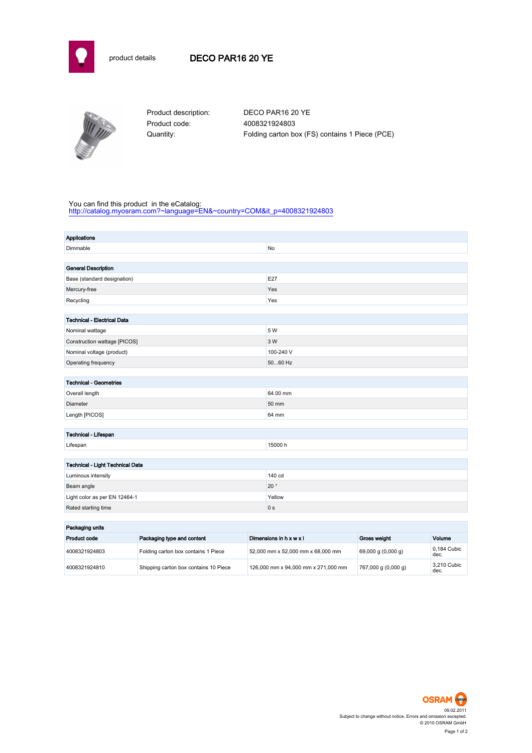product details

# DECO PAR16 20 YE

| | |
|---|---|
| Product description: | DECO PAR16 20 YE |
| Product code: | 4008321924803 |
| Quantity: | Folding carton box (FS) contains 1 Piece (PCE) |

You can find this product in the eCatalog:
http://catalog.myosram.com?~language=EN&~country=COM&it_p=4008321924803

| **Applications** | |
|---|---|
| Dimmable | No |

| **General Description** | |
|---|---|
| Base (standard designation) | E27 |
| Mercury-free | Yes |
| Recycling | Yes |

| **Technical - Electrical Data** | |
|---|---|
| Nominal wattage | 5 W |
| Construction wattage [PICOS] | 3 W |
| Nominal voltage (product) | 100-240 V |
| Operating frequency | 50...60 Hz |

| **Technical - Geometries** | |
|---|---|
| Overall length | 64.00 mm |
| Diameter | 50 mm |
| Length [PICOS] | 64 mm |

| **Technical - Lifespan** | |
|---|---|
| Lifespan | 15000 h |

| **Technical - Light Technical Data** | |
|---|---|
| Luminous intensity | 140 cd |
| Beam angle | 20 ° |
| Light color as per EN 12464-1 | Yellow |
| Rated starting time | 0 s |

**Packaging units**

| Product code | Packaging type and content | Dimensions in h x w x l | Gross weight | Volume |
|---|---|---|---|---|
| 4008321924803 | Folding carton box contains 1 Piece | 52,000 mm x 52,000 mm x 68,000 mm | 69,000 g (0,000 g) | 0,184 Cubic dec. |
| 4008321924810 | Shipping carton box contains 10 Piece | 126,000 mm x 94,000 mm x 271,000 mm | 767,000 g (0,000 g) | 3,210 Cubic dec. |

09.02.2011
Subject to change without notice. Errors and omission excepted.
© 2010 OSRAM GmbH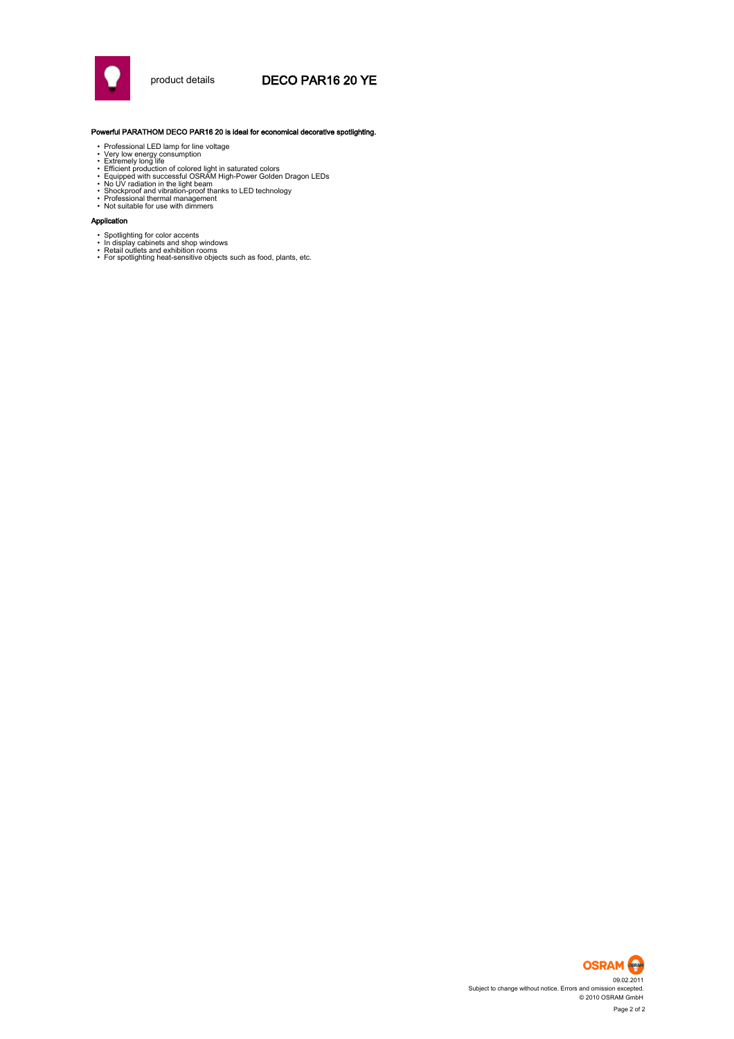product details

# DECO PAR16 20 YE

**Powerful PARATHOM DECO PAR16 20 is ideal for economical decorative spotlighting.**

- Professional LED lamp for line voltage
- Very low energy consumption
- Extremely long life
- Efficient production of colored light in saturated colors
- Equipped with successful OSRAM High-Power Golden Dragon LEDs
- No UV radiation in the light beam
- Shockproof and vibration-proof thanks to LED technology
- Professional thermal management
- Not suitable for use with dimmers

## Application

- Spotlighting for color accents
- In display cabinets and shop windows
- Retail outlets and exhibition rooms
- For spotlighting heat-sensitive objects such as food, plants, etc.

09.02.2011
Subject to change without notice. Errors and omission excepted.
© 2010 OSRAM GmbH